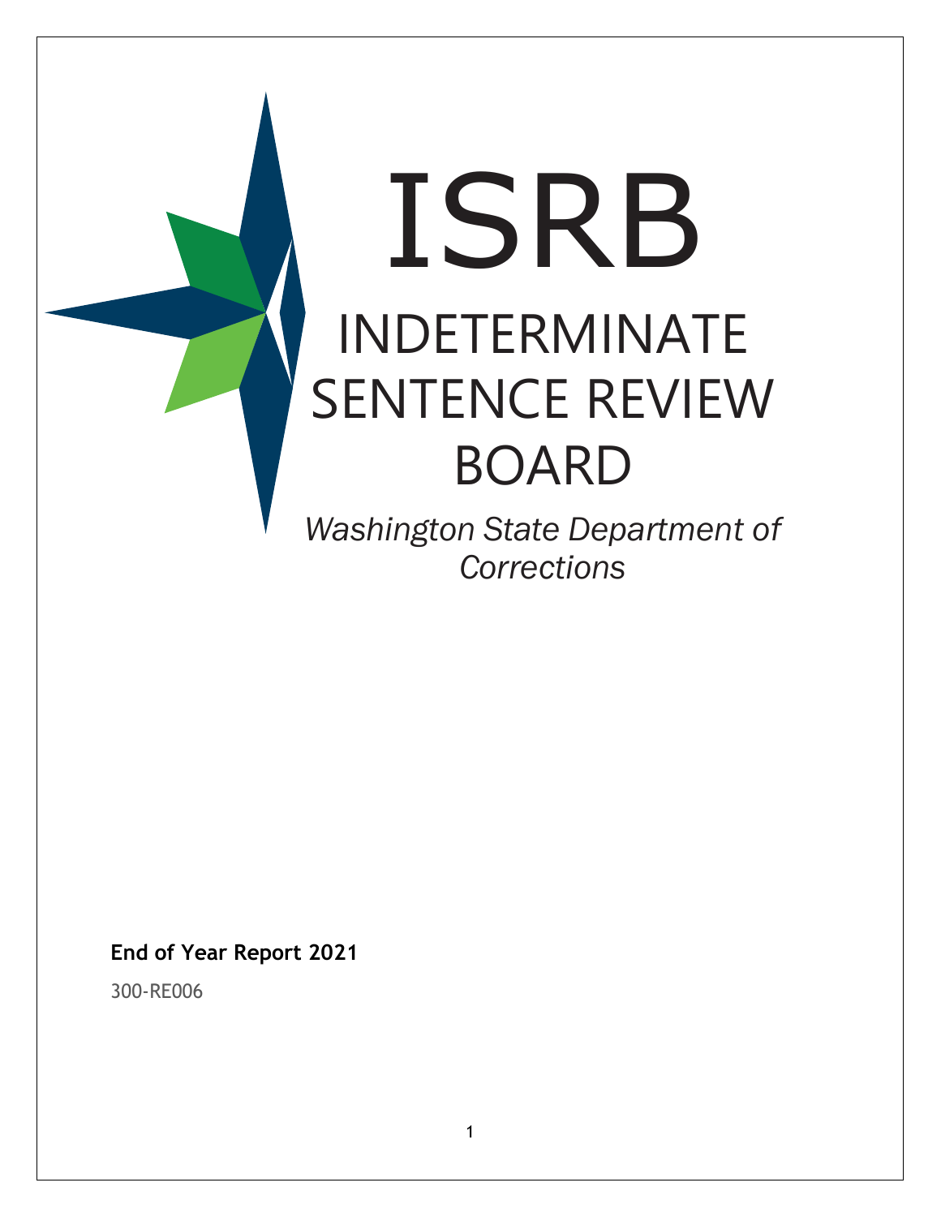# ISRB

# INDETERMINATE SENTENCE REVIEW BOARD

*Washington State Department of Corrections*

**End of Year Report 2021**

300-RE006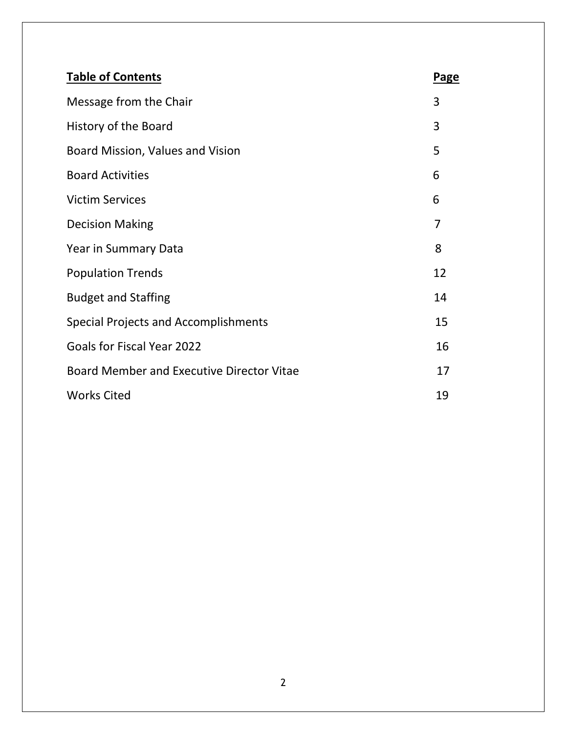| **Table of Contents** | **Page** |
|---|---|
| Message from the Chair | 3 |
| History of the Board | 3 |
| Board Mission, Values and Vision | 5 |
| Board Activities | 6 |
| Victim Services | 6 |
| Decision Making | 7 |
| Year in Summary Data | 8 |
| Population Trends | 12 |
| Budget and Staffing | 14 |
| Special Projects and Accomplishments | 15 |
| Goals for Fiscal Year 2022 | 16 |
| Board Member and Executive Director Vitae | 17 |
| Works Cited | 19 |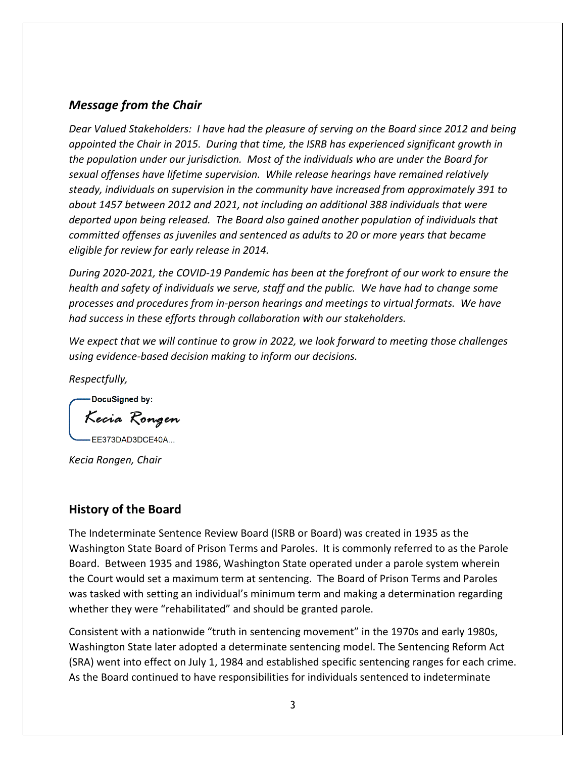## *Message from the Chair*

*Dear Valued Stakeholders: I have had the pleasure of serving on the Board since 2012 and being appointed the Chair in 2015. During that time, the ISRB has experienced significant growth in the population under our jurisdiction. Most of the individuals who are under the Board for sexual offenses have lifetime supervision. While release hearings have remained relatively steady, individuals on supervision in the community have increased from approximately 391 to about 1457 between 2012 and 2021, not including an additional 388 individuals that were deported upon being released. The Board also gained another population of individuals that committed offenses as juveniles and sentenced as adults to 20 or more years that became eligible for review for early release in 2014.*

*During 2020-2021, the COVID-19 Pandemic has been at the forefront of our work to ensure the health and safety of individuals we serve, staff and the public. We have had to change some processes and procedures from in-person hearings and meetings to virtual formats. We have had success in these efforts through collaboration with our stakeholders.*

*We expect that we will continue to grow in 2022, we look forward to meeting those challenges using evidence-based decision making to inform our decisions.*

*Respectfully,*

DocuSigned by:
Kecia Rongen
EE373DAD3DCE40A...

*Kecia Rongen, Chair*

## History of the Board

The Indeterminate Sentence Review Board (ISRB or Board) was created in 1935 as the Washington State Board of Prison Terms and Paroles. It is commonly referred to as the Parole Board. Between 1935 and 1986, Washington State operated under a parole system wherein the Court would set a maximum term at sentencing. The Board of Prison Terms and Paroles was tasked with setting an individual's minimum term and making a determination regarding whether they were "rehabilitated" and should be granted parole.

Consistent with a nationwide "truth in sentencing movement" in the 1970s and early 1980s, Washington State later adopted a determinate sentencing model. The Sentencing Reform Act (SRA) went into effect on July 1, 1984 and established specific sentencing ranges for each crime. As the Board continued to have responsibilities for individuals sentenced to indeterminate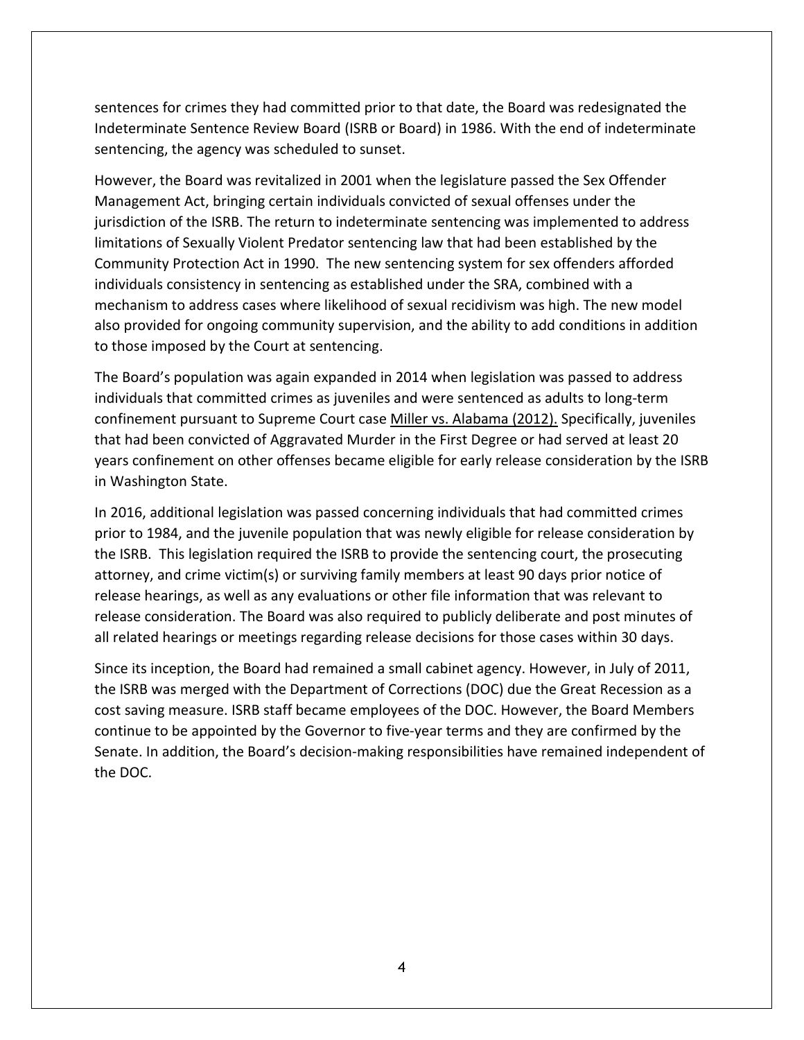sentences for crimes they had committed prior to that date, the Board was redesignated the Indeterminate Sentence Review Board (ISRB or Board) in 1986. With the end of indeterminate sentencing, the agency was scheduled to sunset.

However, the Board was revitalized in 2001 when the legislature passed the Sex Offender Management Act, bringing certain individuals convicted of sexual offenses under the jurisdiction of the ISRB. The return to indeterminate sentencing was implemented to address limitations of Sexually Violent Predator sentencing law that had been established by the Community Protection Act in 1990. The new sentencing system for sex offenders afforded individuals consistency in sentencing as established under the SRA, combined with a mechanism to address cases where likelihood of sexual recidivism was high. The new model also provided for ongoing community supervision, and the ability to add conditions in addition to those imposed by the Court at sentencing.

The Board's population was again expanded in 2014 when legislation was passed to address individuals that committed crimes as juveniles and were sentenced as adults to long-term confinement pursuant to Supreme Court case Miller vs. Alabama (2012). Specifically, juveniles that had been convicted of Aggravated Murder in the First Degree or had served at least 20 years confinement on other offenses became eligible for early release consideration by the ISRB in Washington State.

In 2016, additional legislation was passed concerning individuals that had committed crimes prior to 1984, and the juvenile population that was newly eligible for release consideration by the ISRB. This legislation required the ISRB to provide the sentencing court, the prosecuting attorney, and crime victim(s) or surviving family members at least 90 days prior notice of release hearings, as well as any evaluations or other file information that was relevant to release consideration. The Board was also required to publicly deliberate and post minutes of all related hearings or meetings regarding release decisions for those cases within 30 days.

Since its inception, the Board had remained a small cabinet agency. However, in July of 2011, the ISRB was merged with the Department of Corrections (DOC) due the Great Recession as a cost saving measure. ISRB staff became employees of the DOC. However, the Board Members continue to be appointed by the Governor to five-year terms and they are confirmed by the Senate. In addition, the Board's decision-making responsibilities have remained independent of the DOC.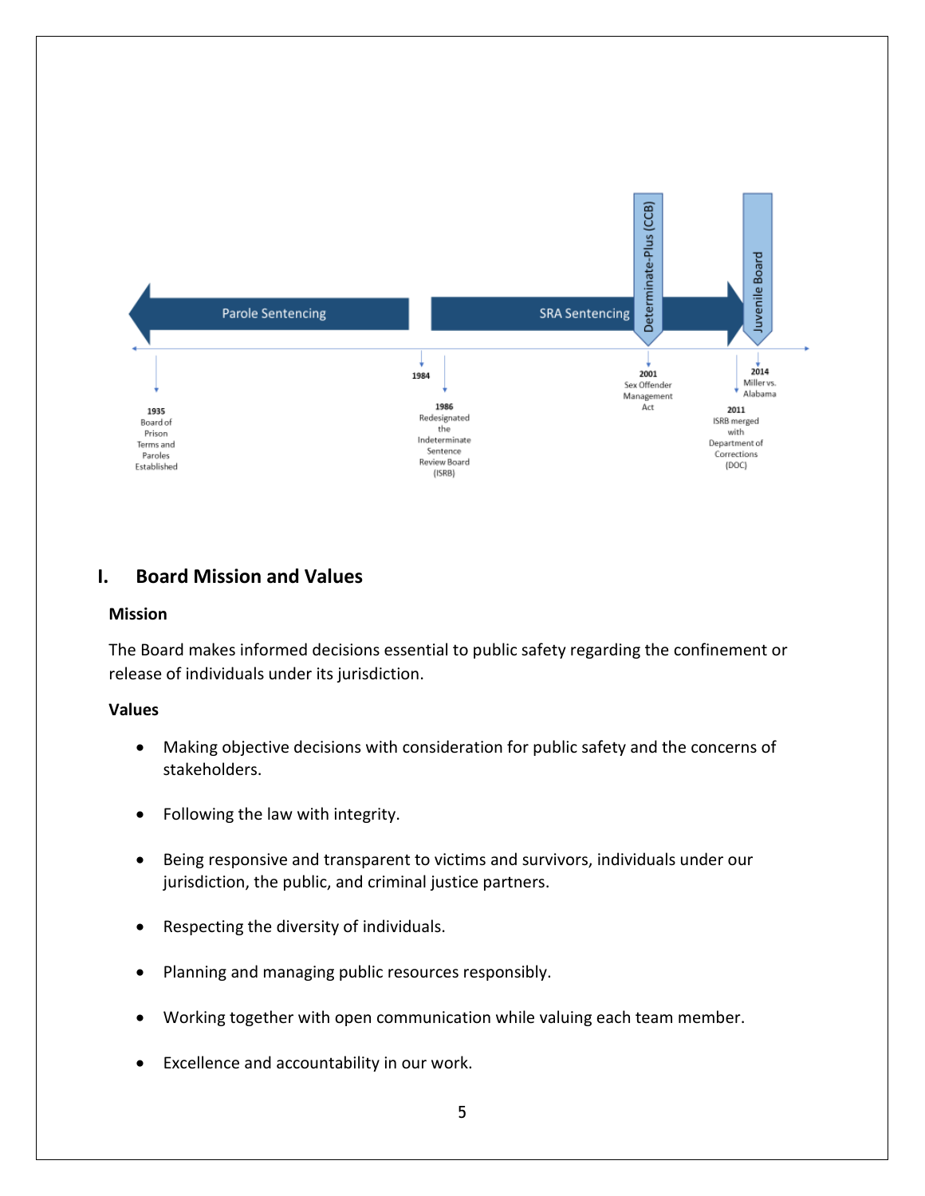Parole Sentencing

SRA Sentencing

Determinate-Plus (CCB)

Juvenile Board

**1935** Board of Prison Terms and Paroles Established

**1984**

**1986** Redesignated the Indeterminate Sentence Review Board (ISRB)

**2001** Sex Offender Management Act

**2011** ISRB merged with Department of Corrections (DOC)

**2014** Miller vs. Alabama

## I. Board Mission and Values

### Mission

The Board makes informed decisions essential to public safety regarding the confinement or release of individuals under its jurisdiction.

### Values

- Making objective decisions with consideration for public safety and the concerns of stakeholders.
- Following the law with integrity.
- Being responsive and transparent to victims and survivors, individuals under our jurisdiction, the public, and criminal justice partners.
- Respecting the diversity of individuals.
- Planning and managing public resources responsibly.
- Working together with open communication while valuing each team member.
- Excellence and accountability in our work.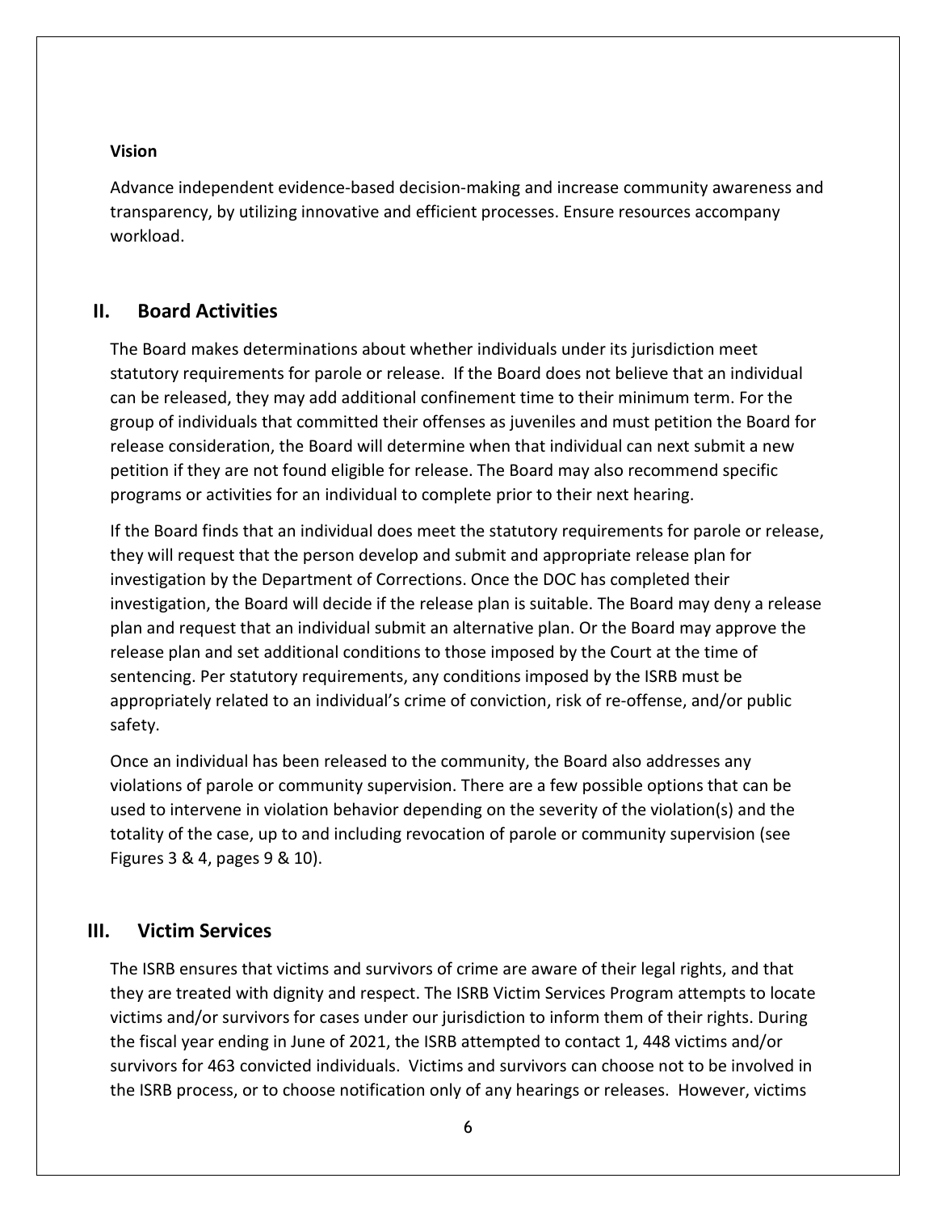**Vision**

Advance independent evidence-based decision-making and increase community awareness and transparency, by utilizing innovative and efficient processes. Ensure resources accompany workload.

## II. Board Activities

The Board makes determinations about whether individuals under its jurisdiction meet statutory requirements for parole or release. If the Board does not believe that an individual can be released, they may add additional confinement time to their minimum term. For the group of individuals that committed their offenses as juveniles and must petition the Board for release consideration, the Board will determine when that individual can next submit a new petition if they are not found eligible for release. The Board may also recommend specific programs or activities for an individual to complete prior to their next hearing.

If the Board finds that an individual does meet the statutory requirements for parole or release, they will request that the person develop and submit and appropriate release plan for investigation by the Department of Corrections. Once the DOC has completed their investigation, the Board will decide if the release plan is suitable. The Board may deny a release plan and request that an individual submit an alternative plan. Or the Board may approve the release plan and set additional conditions to those imposed by the Court at the time of sentencing. Per statutory requirements, any conditions imposed by the ISRB must be appropriately related to an individual's crime of conviction, risk of re-offense, and/or public safety.

Once an individual has been released to the community, the Board also addresses any violations of parole or community supervision. There are a few possible options that can be used to intervene in violation behavior depending on the severity of the violation(s) and the totality of the case, up to and including revocation of parole or community supervision (see Figures 3 & 4, pages 9 & 10).

## III. Victim Services

The ISRB ensures that victims and survivors of crime are aware of their legal rights, and that they are treated with dignity and respect. The ISRB Victim Services Program attempts to locate victims and/or survivors for cases under our jurisdiction to inform them of their rights. During the fiscal year ending in June of 2021, the ISRB attempted to contact 1, 448 victims and/or survivors for 463 convicted individuals. Victims and survivors can choose not to be involved in the ISRB process, or to choose notification only of any hearings or releases. However, victims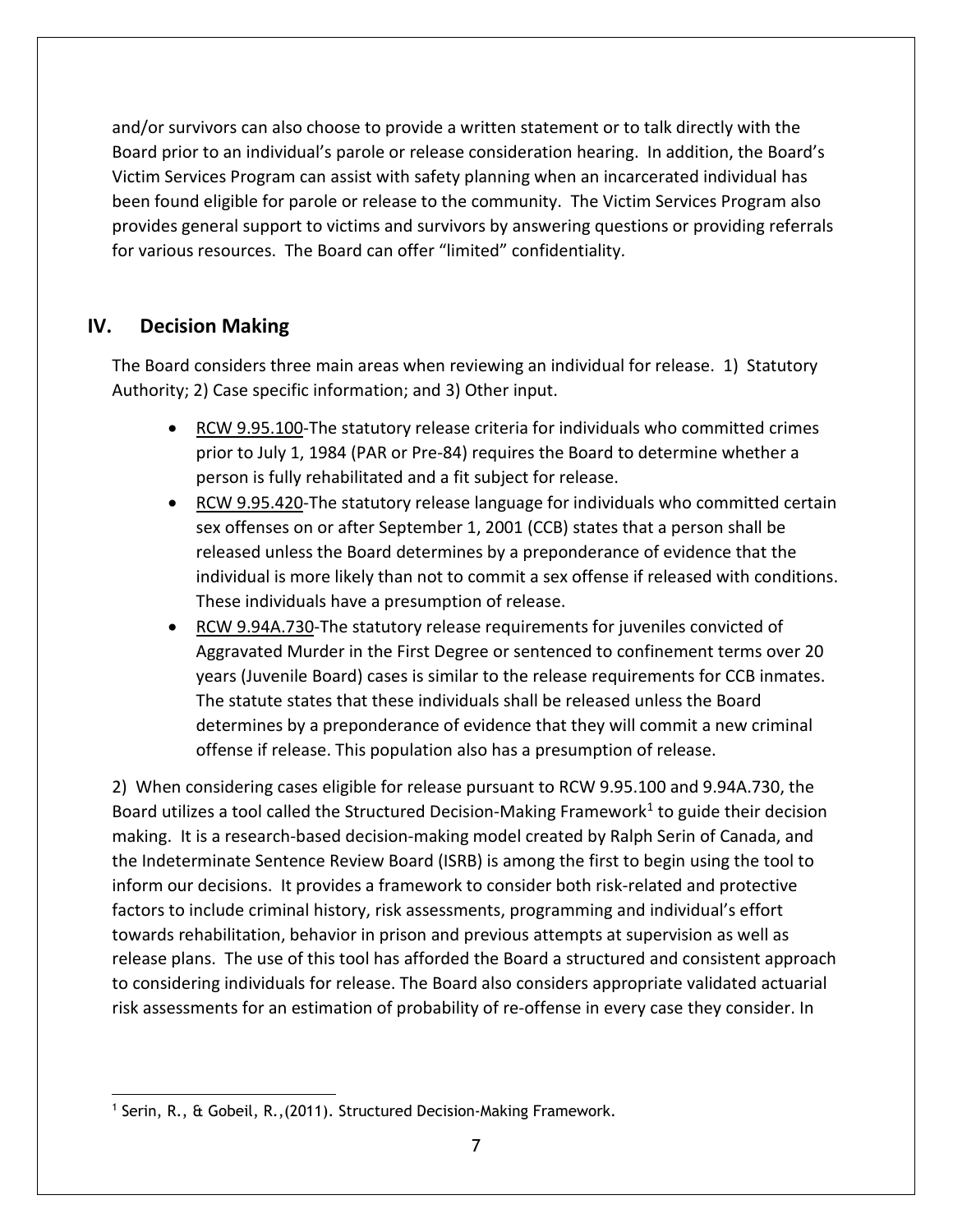and/or survivors can also choose to provide a written statement or to talk directly with the Board prior to an individual's parole or release consideration hearing. In addition, the Board's Victim Services Program can assist with safety planning when an incarcerated individual has been found eligible for parole or release to the community. The Victim Services Program also provides general support to victims and survivors by answering questions or providing referrals for various resources. The Board can offer "limited" confidentiality.

## IV. Decision Making

The Board considers three main areas when reviewing an individual for release. 1) Statutory Authority; 2) Case specific information; and 3) Other input.

- RCW 9.95.100-The statutory release criteria for individuals who committed crimes prior to July 1, 1984 (PAR or Pre-84) requires the Board to determine whether a person is fully rehabilitated and a fit subject for release.
- RCW 9.95.420-The statutory release language for individuals who committed certain sex offenses on or after September 1, 2001 (CCB) states that a person shall be released unless the Board determines by a preponderance of evidence that the individual is more likely than not to commit a sex offense if released with conditions. These individuals have a presumption of release.
- RCW 9.94A.730-The statutory release requirements for juveniles convicted of Aggravated Murder in the First Degree or sentenced to confinement terms over 20 years (Juvenile Board) cases is similar to the release requirements for CCB inmates. The statute states that these individuals shall be released unless the Board determines by a preponderance of evidence that they will commit a new criminal offense if release. This population also has a presumption of release.

2) When considering cases eligible for release pursuant to RCW 9.95.100 and 9.94A.730, the Board utilizes a tool called the Structured Decision-Making Framework[1] to guide their decision making. It is a research-based decision-making model created by Ralph Serin of Canada, and the Indeterminate Sentence Review Board (ISRB) is among the first to begin using the tool to inform our decisions. It provides a framework to consider both risk-related and protective factors to include criminal history, risk assessments, programming and individual's effort towards rehabilitation, behavior in prison and previous attempts at supervision as well as release plans. The use of this tool has afforded the Board a structured and consistent approach to considering individuals for release. The Board also considers appropriate validated actuarial risk assessments for an estimation of probability of re-offense in every case they consider. In

[1] Serin, R., & Gobeil, R.,(2011). Structured Decision-Making Framework.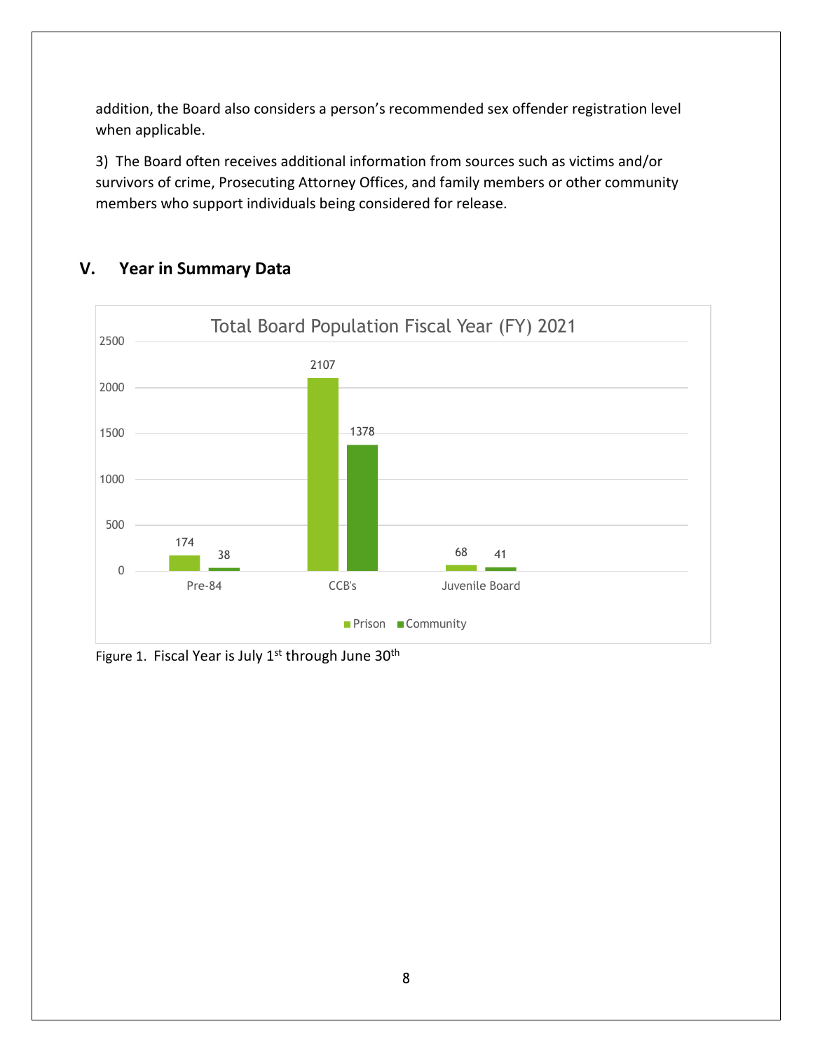addition, the Board also considers a person's recommended sex offender registration level when applicable.

3) The Board often receives additional information from sources such as victims and/or survivors of crime, Prosecuting Attorney Offices, and family members or other community members who support individuals being considered for release.

## V. Year in Summary Data

**Total Board Population Fiscal Year (FY) 2021**

| | Prison | Community |
|---|---|---|
| Pre-84 | 174 | 38 |
| CCB's | 2107 | 1378 |
| Juvenile Board | 68 | 41 |

Figure 1. Fiscal Year is July 1st through June 30th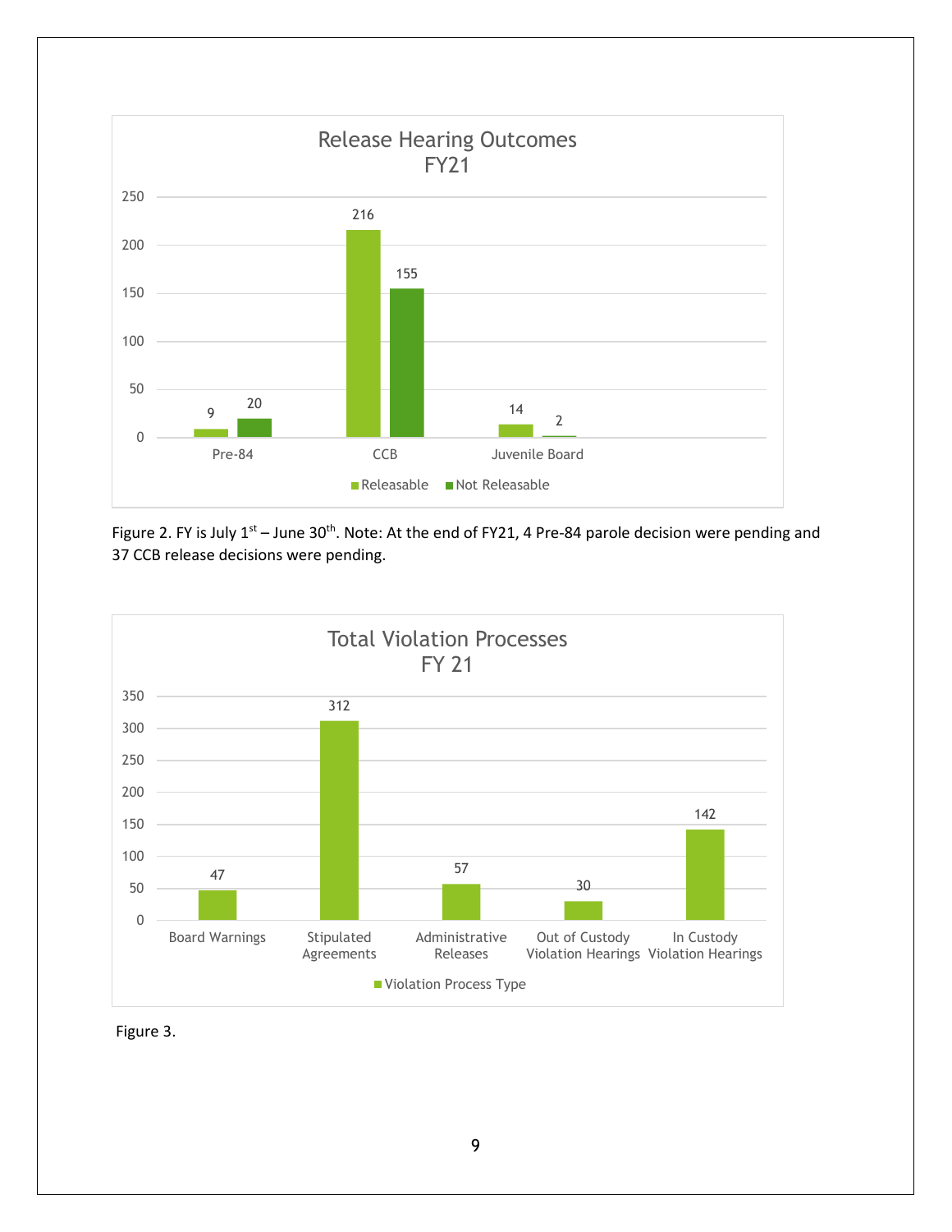**Release Hearing Outcomes FY21**

| | Releasable | Not Releasable |
|---|---|---|
| Pre-84 | 9 | 20 |
| CCB | 216 | 155 |
| Juvenile Board | 14 | 2 |

Figure 2. FY is July 1st – June 30th. Note: At the end of FY21, 4 Pre-84 parole decision were pending and 37 CCB release decisions were pending.

**Total Violation Processes FY 21**

| Violation Process Type | Count |
|---|---|
| Board Warnings | 47 |
| Stipulated Agreements | 312 |
| Administrative Releases | 57 |
| Out of Custody Violation Hearings | 30 |
| In Custody Violation Hearings | 142 |

Figure 3.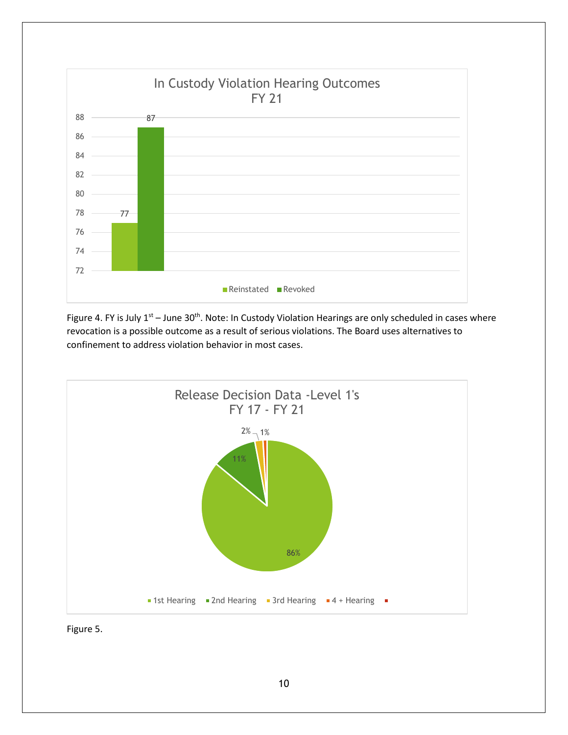## In Custody Violation Hearing Outcomes FY 21

| Outcome | Count |
|---|---|
| Reinstated | 77 |
| Revoked | 87 |

Figure 4. FY is July 1st – June 30th. Note: In Custody Violation Hearings are only scheduled in cases where revocation is a possible outcome as a result of serious violations. The Board uses alternatives to confinement to address violation behavior in most cases.

## Release Decision Data -Level 1's FY 17 - FY 21

| Hearing | Percent |
|---|---|
| 1st Hearing | 86% |
| 2nd Hearing | 11% |
| 3rd Hearing | 2% |
| 4 + Hearing | 1% |

Figure 5.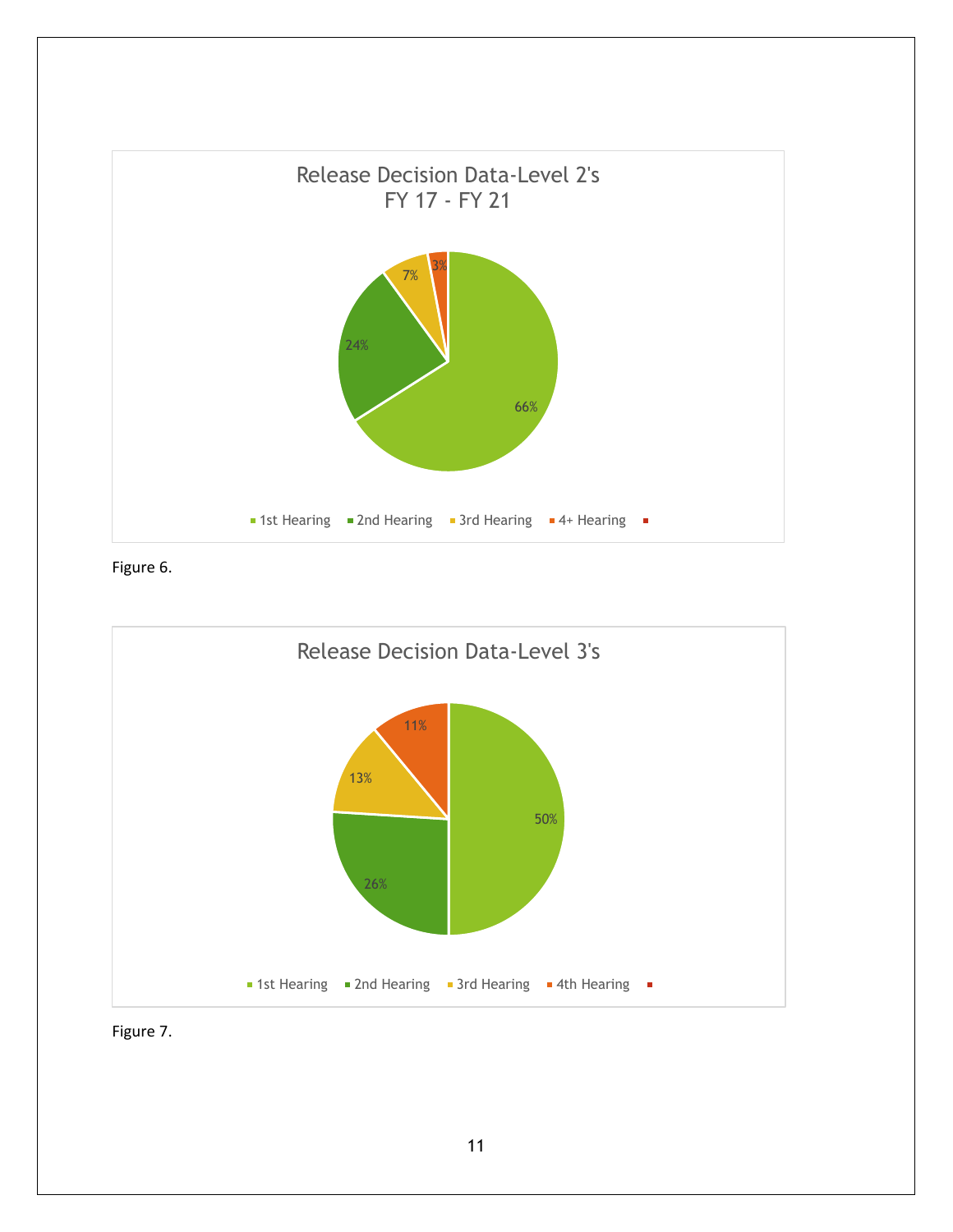**Release Decision Data-Level 2's**
**FY 17 - FY 21**

| Hearing | Percentage |
|---|---|
| 1st Hearing | 66% |
| 2nd Hearing | 24% |
| 3rd Hearing | 7% |
| 4+ Hearing | 3% |

Figure 6.

**Release Decision Data-Level 3's**

| Hearing | Percentage |
|---|---|
| 1st Hearing | 50% |
| 2nd Hearing | 26% |
| 3rd Hearing | 13% |
| 4th Hearing | 11% |

Figure 7.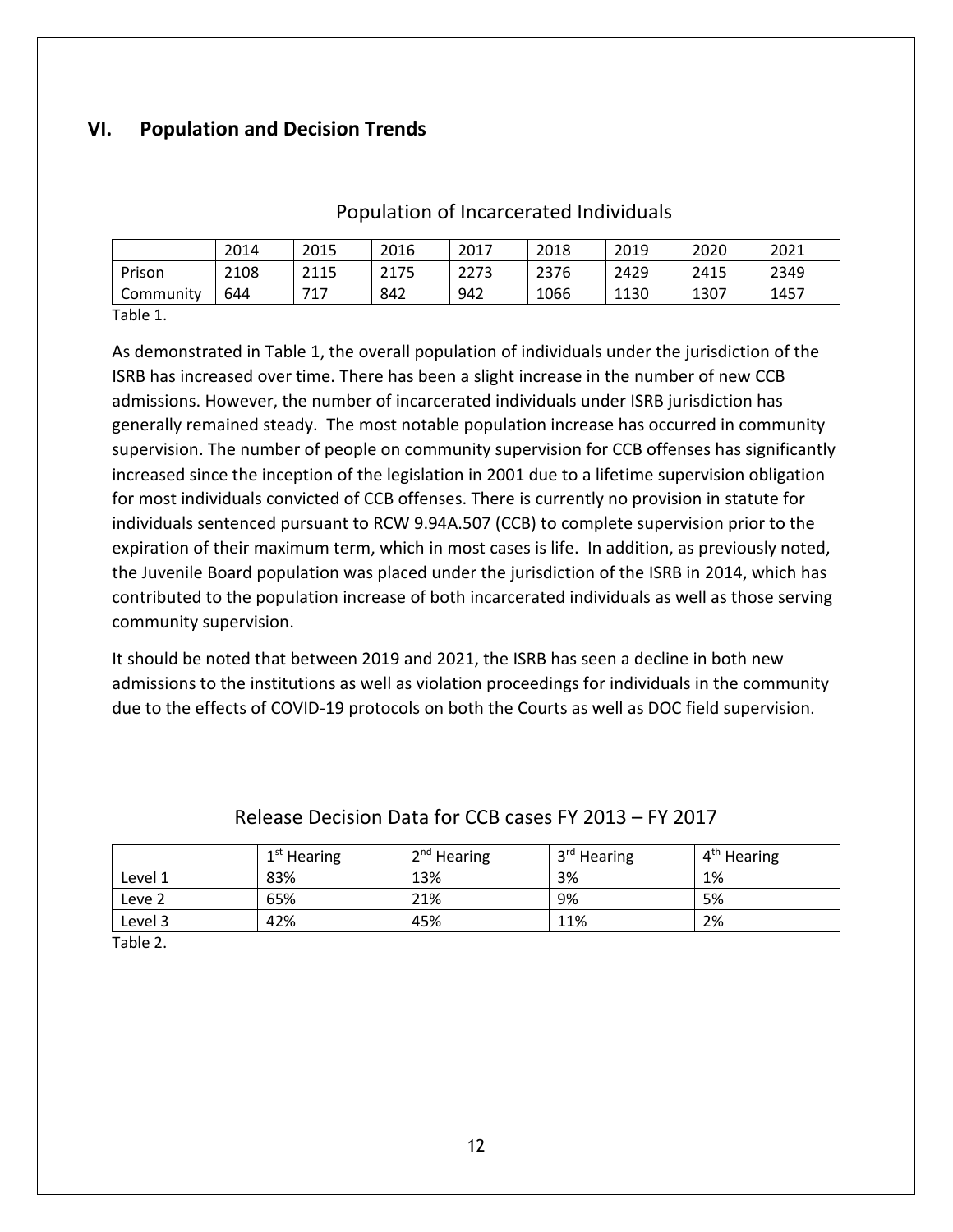## VI. Population and Decision Trends

Population of Incarcerated Individuals

| | 2014 | 2015 | 2016 | 2017 | 2018 | 2019 | 2020 | 2021 |
|---|---|---|---|---|---|---|---|---|
| Prison | 2108 | 2115 | 2175 | 2273 | 2376 | 2429 | 2415 | 2349 |
| Community | 644 | 717 | 842 | 942 | 1066 | 1130 | 1307 | 1457 |

Table 1.

As demonstrated in Table 1, the overall population of individuals under the jurisdiction of the ISRB has increased over time. There has been a slight increase in the number of new CCB admissions. However, the number of incarcerated individuals under ISRB jurisdiction has generally remained steady. The most notable population increase has occurred in community supervision. The number of people on community supervision for CCB offenses has significantly increased since the inception of the legislation in 2001 due to a lifetime supervision obligation for most individuals convicted of CCB offenses. There is currently no provision in statute for individuals sentenced pursuant to RCW 9.94A.507 (CCB) to complete supervision prior to the expiration of their maximum term, which in most cases is life. In addition, as previously noted, the Juvenile Board population was placed under the jurisdiction of the ISRB in 2014, which has contributed to the population increase of both incarcerated individuals as well as those serving community supervision.

It should be noted that between 2019 and 2021, the ISRB has seen a decline in both new admissions to the institutions as well as violation proceedings for individuals in the community due to the effects of COVID-19 protocols on both the Courts as well as DOC field supervision.

Release Decision Data for CCB cases FY 2013 – FY 2017

| | 1st Hearing | 2nd Hearing | 3rd Hearing | 4th Hearing |
|---|---|---|---|---|
| Level 1 | 83% | 13% | 3% | 1% |
| Leve 2 | 65% | 21% | 9% | 5% |
| Level 3 | 42% | 45% | 11% | 2% |

Table 2.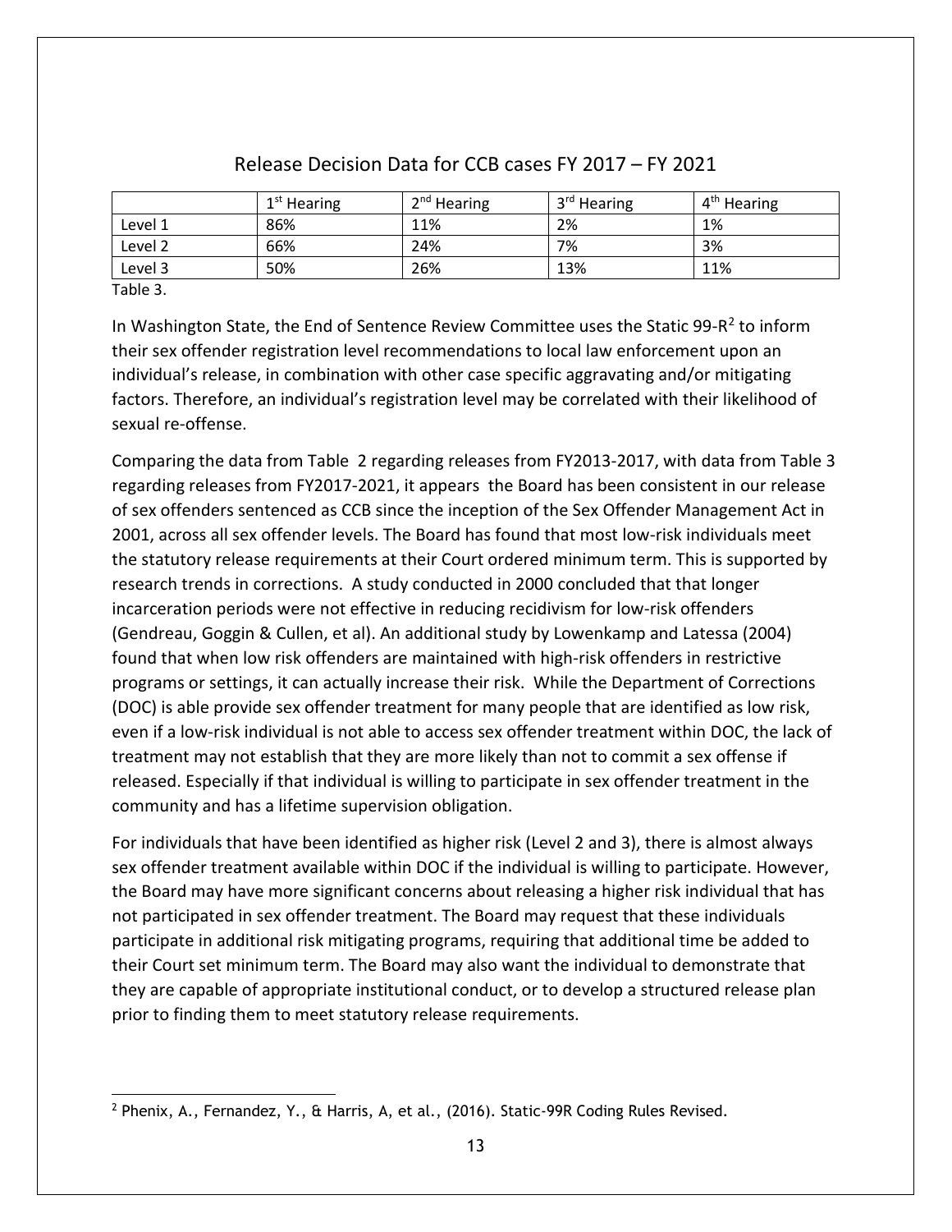## Release Decision Data for CCB cases FY 2017 – FY 2021

| | 1st Hearing | 2nd Hearing | 3rd Hearing | 4th Hearing |
|---|---|---|---|---|
| Level 1 | 86% | 11% | 2% | 1% |
| Level 2 | 66% | 24% | 7% | 3% |
| Level 3 | 50% | 26% | 13% | 11% |

Table 3.

In Washington State, the End of Sentence Review Committee uses the Static 99-R[2] to inform their sex offender registration level recommendations to local law enforcement upon an individual's release, in combination with other case specific aggravating and/or mitigating factors. Therefore, an individual's registration level may be correlated with their likelihood of sexual re-offense.

Comparing the data from Table 2 regarding releases from FY2013-2017, with data from Table 3 regarding releases from FY2017-2021, it appears the Board has been consistent in our release of sex offenders sentenced as CCB since the inception of the Sex Offender Management Act in 2001, across all sex offender levels. The Board has found that most low-risk individuals meet the statutory release requirements at their Court ordered minimum term. This is supported by research trends in corrections. A study conducted in 2000 concluded that that longer incarceration periods were not effective in reducing recidivism for low-risk offenders (Gendreau, Goggin & Cullen, et al). An additional study by Lowenkamp and Latessa (2004) found that when low risk offenders are maintained with high-risk offenders in restrictive programs or settings, it can actually increase their risk. While the Department of Corrections (DOC) is able provide sex offender treatment for many people that are identified as low risk, even if a low-risk individual is not able to access sex offender treatment within DOC, the lack of treatment may not establish that they are more likely than not to commit a sex offense if released. Especially if that individual is willing to participate in sex offender treatment in the community and has a lifetime supervision obligation.

For individuals that have been identified as higher risk (Level 2 and 3), there is almost always sex offender treatment available within DOC if the individual is willing to participate. However, the Board may have more significant concerns about releasing a higher risk individual that has not participated in sex offender treatment. The Board may request that these individuals participate in additional risk mitigating programs, requiring that additional time be added to their Court set minimum term. The Board may also want the individual to demonstrate that they are capable of appropriate institutional conduct, or to develop a structured release plan prior to finding them to meet statutory release requirements.

[2] Phenix, A., Fernandez, Y., & Harris, A, et al., (2016). Static-99R Coding Rules Revised.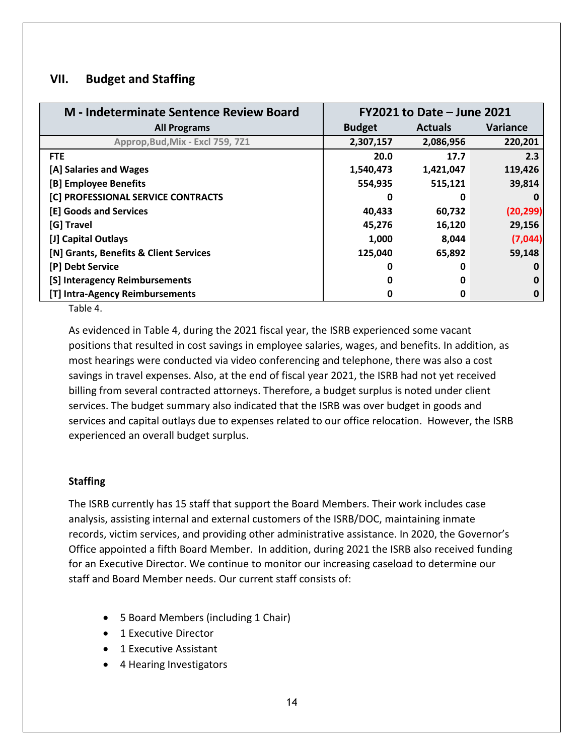## VII. Budget and Staffing

| M - Indeterminate Sentence Review Board | FY2021 to Date – June 2021 | | |
|---|---|---|---|
| **All Programs** | **Budget** | **Actuals** | **Variance** |
| Approp,Bud,Mix - Excl 759, 7Z1 | **2,307,157** | **2,086,956** | **220,201** |
| **FTE** | **20.0** | **17.7** | **2.3** |
| **[A] Salaries and Wages** | **1,540,473** | **1,421,047** | **119,426** |
| **[B] Employee Benefits** | **554,935** | **515,121** | **39,814** |
| **[C] PROFESSIONAL SERVICE CONTRACTS** | **0** | **0** | **0** |
| **[E] Goods and Services** | **40,433** | **60,732** | **(20,299)** |
| **[G] Travel** | **45,276** | **16,120** | **29,156** |
| **[J] Capital Outlays** | **1,000** | **8,044** | **(7,044)** |
| **[N] Grants, Benefits & Client Services** | **125,040** | **65,892** | **59,148** |
| **[P] Debt Service** | **0** | **0** | **0** |
| **[S] Interagency Reimbursements** | **0** | **0** | **0** |
| **[T] Intra-Agency Reimbursements** | **0** | **0** | **0** |

Table 4.

As evidenced in Table 4, during the 2021 fiscal year, the ISRB experienced some vacant positions that resulted in cost savings in employee salaries, wages, and benefits. In addition, as most hearings were conducted via video conferencing and telephone, there was also a cost savings in travel expenses. Also, at the end of fiscal year 2021, the ISRB had not yet received billing from several contracted attorneys. Therefore, a budget surplus is noted under client services. The budget summary also indicated that the ISRB was over budget in goods and services and capital outlays due to expenses related to our office relocation. However, the ISRB experienced an overall budget surplus.

### Staffing

The ISRB currently has 15 staff that support the Board Members. Their work includes case analysis, assisting internal and external customers of the ISRB/DOC, maintaining inmate records, victim services, and providing other administrative assistance. In 2020, the Governor's Office appointed a fifth Board Member. In addition, during 2021 the ISRB also received funding for an Executive Director. We continue to monitor our increasing caseload to determine our staff and Board Member needs. Our current staff consists of:

- 5 Board Members (including 1 Chair)
- 1 Executive Director
- 1 Executive Assistant
- 4 Hearing Investigators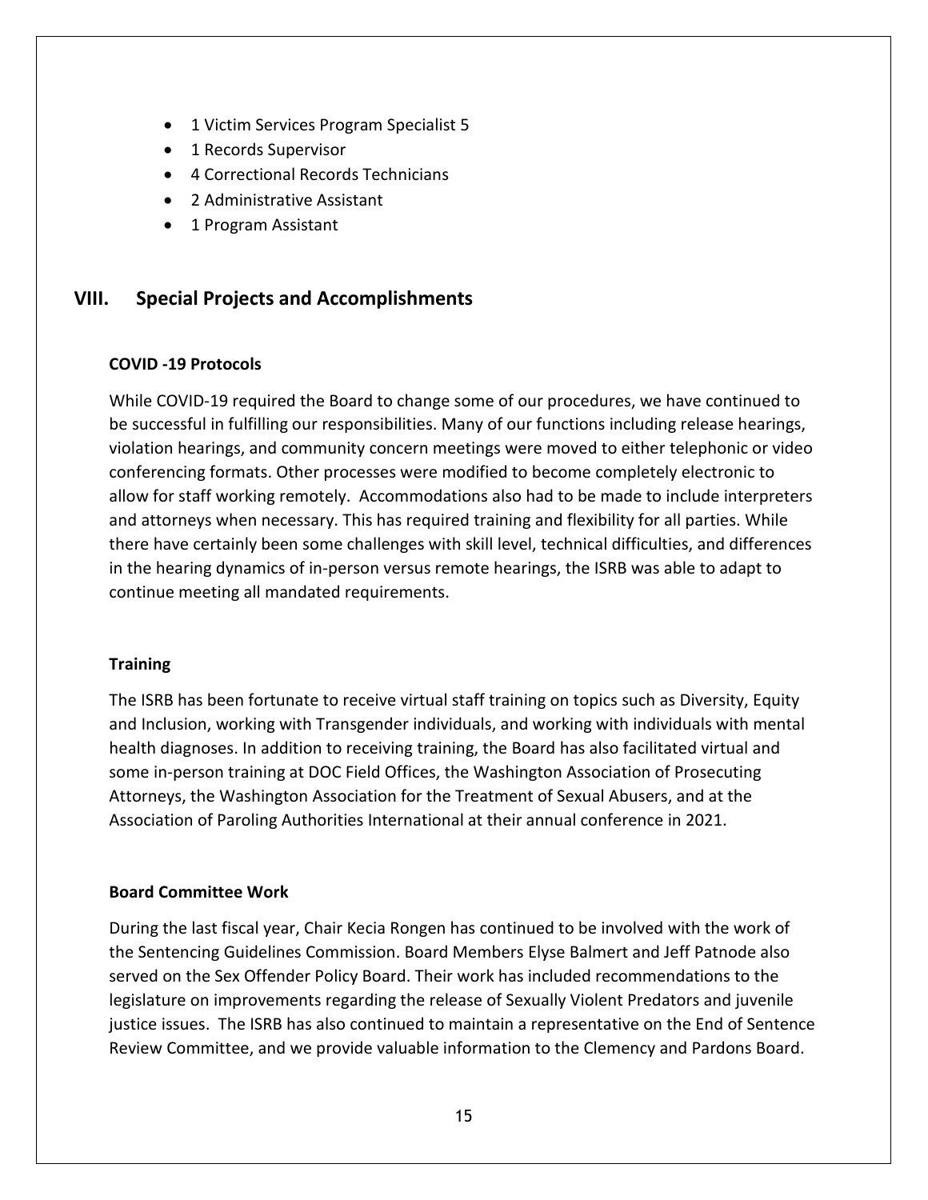- 1 Victim Services Program Specialist 5
- 1 Records Supervisor
- 4 Correctional Records Technicians
- 2 Administrative Assistant
- 1 Program Assistant

## VIII. Special Projects and Accomplishments

### COVID -19 Protocols

While COVID-19 required the Board to change some of our procedures, we have continued to be successful in fulfilling our responsibilities. Many of our functions including release hearings, violation hearings, and community concern meetings were moved to either telephonic or video conferencing formats. Other processes were modified to become completely electronic to allow for staff working remotely. Accommodations also had to be made to include interpreters and attorneys when necessary. This has required training and flexibility for all parties. While there have certainly been some challenges with skill level, technical difficulties, and differences in the hearing dynamics of in-person versus remote hearings, the ISRB was able to adapt to continue meeting all mandated requirements.

### Training

The ISRB has been fortunate to receive virtual staff training on topics such as Diversity, Equity and Inclusion, working with Transgender individuals, and working with individuals with mental health diagnoses. In addition to receiving training, the Board has also facilitated virtual and some in-person training at DOC Field Offices, the Washington Association of Prosecuting Attorneys, the Washington Association for the Treatment of Sexual Abusers, and at the Association of Paroling Authorities International at their annual conference in 2021.

### Board Committee Work

During the last fiscal year, Chair Kecia Rongen has continued to be involved with the work of the Sentencing Guidelines Commission. Board Members Elyse Balmert and Jeff Patnode also served on the Sex Offender Policy Board. Their work has included recommendations to the legislature on improvements regarding the release of Sexually Violent Predators and juvenile justice issues. The ISRB has also continued to maintain a representative on the End of Sentence Review Committee, and we provide valuable information to the Clemency and Pardons Board.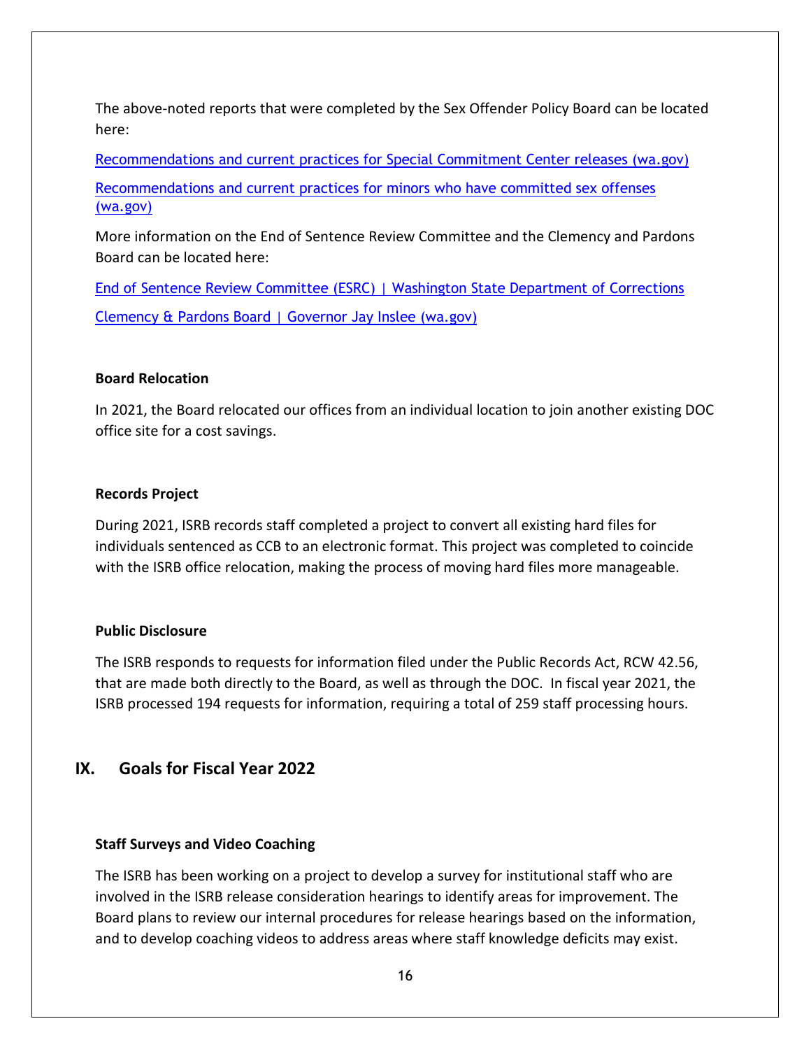The above-noted reports that were completed by the Sex Offender Policy Board can be located here:

[Recommendations and current practices for Special Commitment Center releases (wa.gov)]

[Recommendations and current practices for minors who have committed sex offenses (wa.gov)]

More information on the End of Sentence Review Committee and the Clemency and Pardons Board can be located here:

[End of Sentence Review Committee (ESRC) | Washington State Department of Corrections]

[Clemency & Pardons Board | Governor Jay Inslee (wa.gov)]

### Board Relocation

In 2021, the Board relocated our offices from an individual location to join another existing DOC office site for a cost savings.

### Records Project

During 2021, ISRB records staff completed a project to convert all existing hard files for individuals sentenced as CCB to an electronic format. This project was completed to coincide with the ISRB office relocation, making the process of moving hard files more manageable.

### Public Disclosure

The ISRB responds to requests for information filed under the Public Records Act, RCW 42.56, that are made both directly to the Board, as well as through the DOC. In fiscal year 2021, the ISRB processed 194 requests for information, requiring a total of 259 staff processing hours.

## IX. Goals for Fiscal Year 2022

### Staff Surveys and Video Coaching

The ISRB has been working on a project to develop a survey for institutional staff who are involved in the ISRB release consideration hearings to identify areas for improvement. The Board plans to review our internal procedures for release hearings based on the information, and to develop coaching videos to address areas where staff knowledge deficits may exist.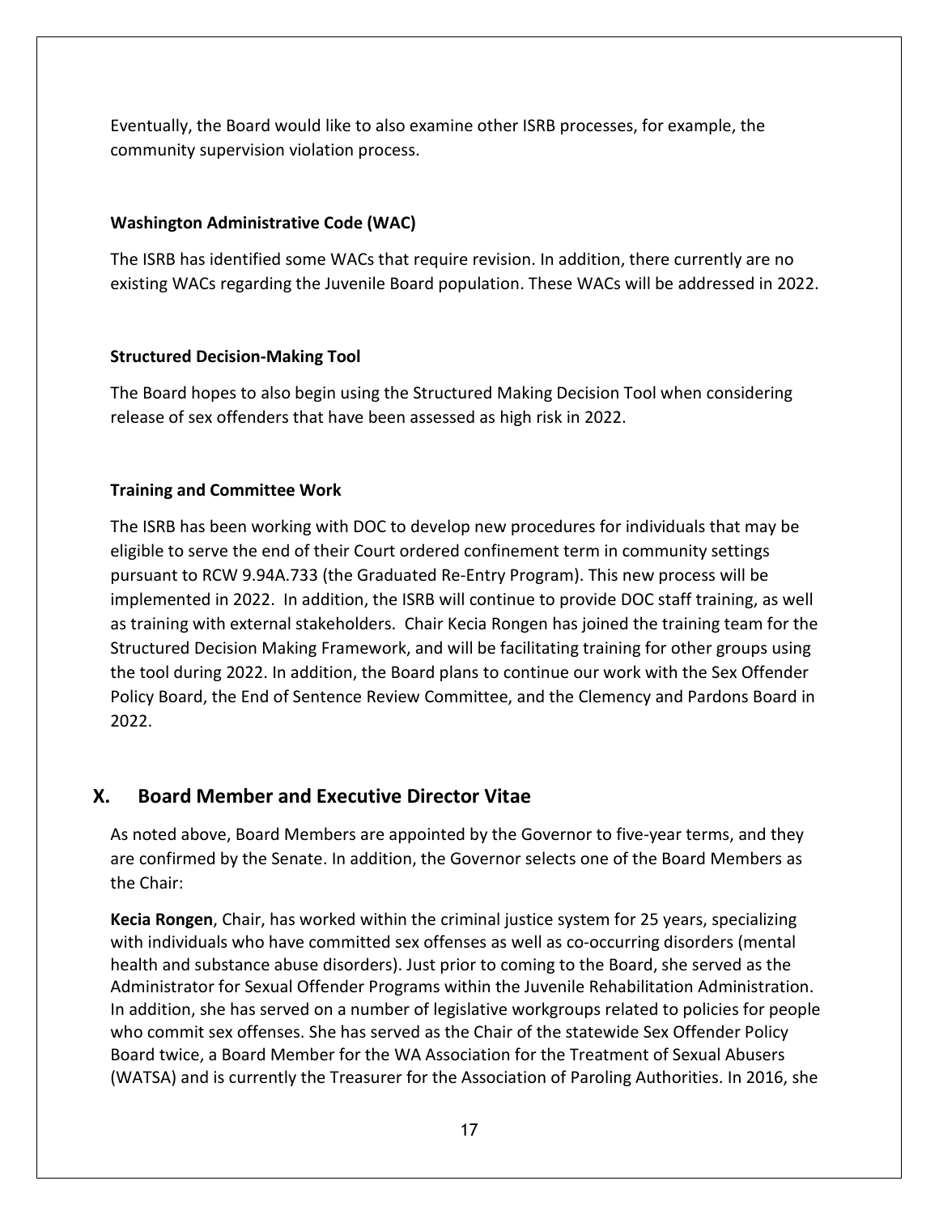Eventually, the Board would like to also examine other ISRB processes, for example, the community supervision violation process.

### Washington Administrative Code (WAC)

The ISRB has identified some WACs that require revision. In addition, there currently are no existing WACs regarding the Juvenile Board population. These WACs will be addressed in 2022.

### Structured Decision-Making Tool

The Board hopes to also begin using the Structured Making Decision Tool when considering release of sex offenders that have been assessed as high risk in 2022.

### Training and Committee Work

The ISRB has been working with DOC to develop new procedures for individuals that may be eligible to serve the end of their Court ordered confinement term in community settings pursuant to RCW 9.94A.733 (the Graduated Re-Entry Program). This new process will be implemented in 2022. In addition, the ISRB will continue to provide DOC staff training, as well as training with external stakeholders. Chair Kecia Rongen has joined the training team for the Structured Decision Making Framework, and will be facilitating training for other groups using the tool during 2022. In addition, the Board plans to continue our work with the Sex Offender Policy Board, the End of Sentence Review Committee, and the Clemency and Pardons Board in 2022.

## X. Board Member and Executive Director Vitae

As noted above, Board Members are appointed by the Governor to five-year terms, and they are confirmed by the Senate. In addition, the Governor selects one of the Board Members as the Chair:

**Kecia Rongen**, Chair, has worked within the criminal justice system for 25 years, specializing with individuals who have committed sex offenses as well as co-occurring disorders (mental health and substance abuse disorders). Just prior to coming to the Board, she served as the Administrator for Sexual Offender Programs within the Juvenile Rehabilitation Administration. In addition, she has served on a number of legislative workgroups related to policies for people who commit sex offenses. She has served as the Chair of the statewide Sex Offender Policy Board twice, a Board Member for the WA Association for the Treatment of Sexual Abusers (WATSA) and is currently the Treasurer for the Association of Paroling Authorities. In 2016, she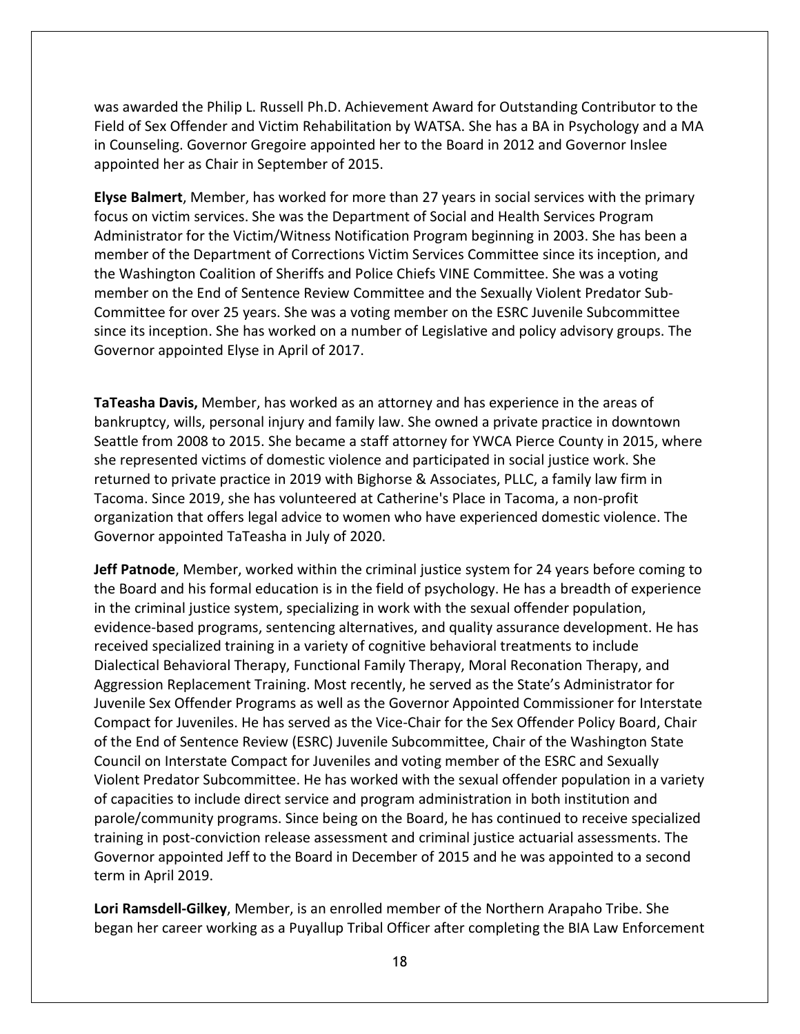was awarded the Philip L. Russell Ph.D. Achievement Award for Outstanding Contributor to the Field of Sex Offender and Victim Rehabilitation by WATSA. She has a BA in Psychology and a MA in Counseling. Governor Gregoire appointed her to the Board in 2012 and Governor Inslee appointed her as Chair in September of 2015.

**Elyse Balmert**, Member, has worked for more than 27 years in social services with the primary focus on victim services. She was the Department of Social and Health Services Program Administrator for the Victim/Witness Notification Program beginning in 2003. She has been a member of the Department of Corrections Victim Services Committee since its inception, and the Washington Coalition of Sheriffs and Police Chiefs VINE Committee. She was a voting member on the End of Sentence Review Committee and the Sexually Violent Predator Sub-Committee for over 25 years. She was a voting member on the ESRC Juvenile Subcommittee since its inception. She has worked on a number of Legislative and policy advisory groups. The Governor appointed Elyse in April of 2017.

**TaTeasha Davis,** Member, has worked as an attorney and has experience in the areas of bankruptcy, wills, personal injury and family law. She owned a private practice in downtown Seattle from 2008 to 2015. She became a staff attorney for YWCA Pierce County in 2015, where she represented victims of domestic violence and participated in social justice work. She returned to private practice in 2019 with Bighorse & Associates, PLLC, a family law firm in Tacoma. Since 2019, she has volunteered at Catherine's Place in Tacoma, a non-profit organization that offers legal advice to women who have experienced domestic violence. The Governor appointed TaTeasha in July of 2020.

**Jeff Patnode**, Member, worked within the criminal justice system for 24 years before coming to the Board and his formal education is in the field of psychology. He has a breadth of experience in the criminal justice system, specializing in work with the sexual offender population, evidence-based programs, sentencing alternatives, and quality assurance development. He has received specialized training in a variety of cognitive behavioral treatments to include Dialectical Behavioral Therapy, Functional Family Therapy, Moral Reconation Therapy, and Aggression Replacement Training. Most recently, he served as the State's Administrator for Juvenile Sex Offender Programs as well as the Governor Appointed Commissioner for Interstate Compact for Juveniles. He has served as the Vice-Chair for the Sex Offender Policy Board, Chair of the End of Sentence Review (ESRC) Juvenile Subcommittee, Chair of the Washington State Council on Interstate Compact for Juveniles and voting member of the ESRC and Sexually Violent Predator Subcommittee. He has worked with the sexual offender population in a variety of capacities to include direct service and program administration in both institution and parole/community programs. Since being on the Board, he has continued to receive specialized training in post-conviction release assessment and criminal justice actuarial assessments. The Governor appointed Jeff to the Board in December of 2015 and he was appointed to a second term in April 2019.

**Lori Ramsdell-Gilkey**, Member, is an enrolled member of the Northern Arapaho Tribe. She began her career working as a Puyallup Tribal Officer after completing the BIA Law Enforcement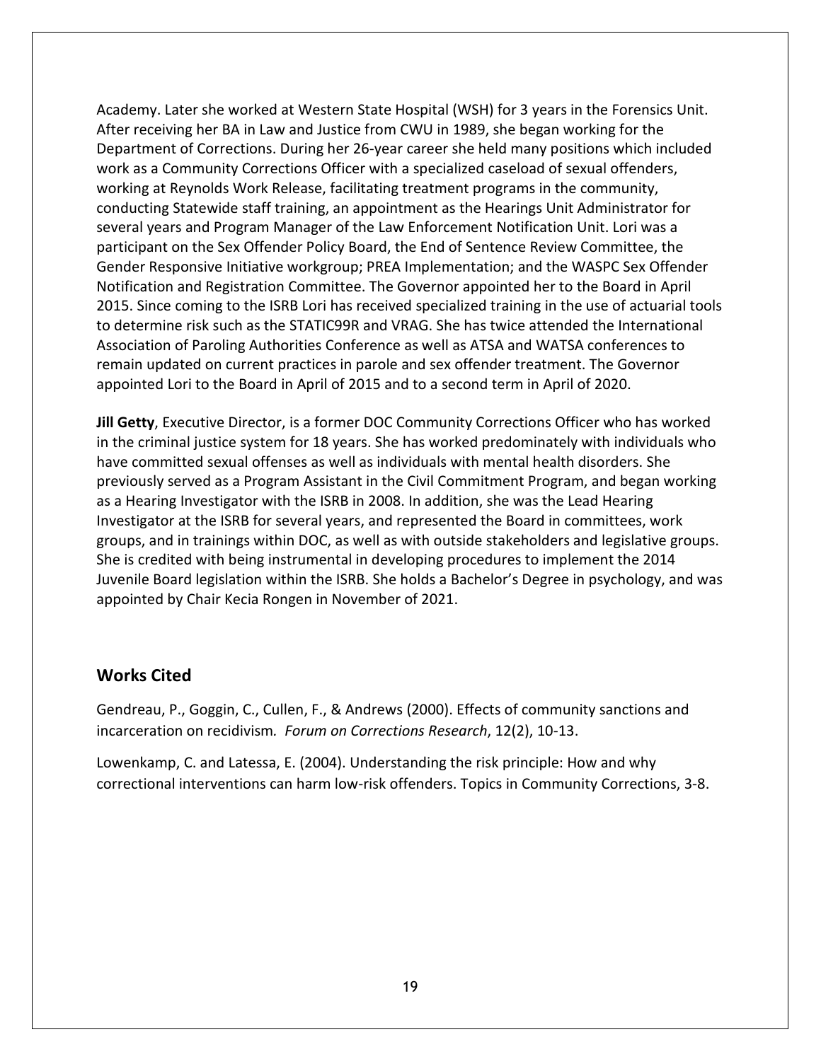Academy. Later she worked at Western State Hospital (WSH) for 3 years in the Forensics Unit. After receiving her BA in Law and Justice from CWU in 1989, she began working for the Department of Corrections. During her 26-year career she held many positions which included work as a Community Corrections Officer with a specialized caseload of sexual offenders, working at Reynolds Work Release, facilitating treatment programs in the community, conducting Statewide staff training, an appointment as the Hearings Unit Administrator for several years and Program Manager of the Law Enforcement Notification Unit. Lori was a participant on the Sex Offender Policy Board, the End of Sentence Review Committee, the Gender Responsive Initiative workgroup; PREA Implementation; and the WASPC Sex Offender Notification and Registration Committee. The Governor appointed her to the Board in April 2015. Since coming to the ISRB Lori has received specialized training in the use of actuarial tools to determine risk such as the STATIC99R and VRAG. She has twice attended the International Association of Paroling Authorities Conference as well as ATSA and WATSA conferences to remain updated on current practices in parole and sex offender treatment. The Governor appointed Lori to the Board in April of 2015 and to a second term in April of 2020.

**Jill Getty**, Executive Director, is a former DOC Community Corrections Officer who has worked in the criminal justice system for 18 years. She has worked predominately with individuals who have committed sexual offenses as well as individuals with mental health disorders. She previously served as a Program Assistant in the Civil Commitment Program, and began working as a Hearing Investigator with the ISRB in 2008. In addition, she was the Lead Hearing Investigator at the ISRB for several years, and represented the Board in committees, work groups, and in trainings within DOC, as well as with outside stakeholders and legislative groups. She is credited with being instrumental in developing procedures to implement the 2014 Juvenile Board legislation within the ISRB. She holds a Bachelor's Degree in psychology, and was appointed by Chair Kecia Rongen in November of 2021.

## Works Cited

Gendreau, P., Goggin, C., Cullen, F., & Andrews (2000). Effects of community sanctions and incarceration on recidivism. *Forum on Corrections Research*, 12(2), 10-13.

Lowenkamp, C. and Latessa, E. (2004). Understanding the risk principle: How and why correctional interventions can harm low-risk offenders. Topics in Community Corrections, 3-8.